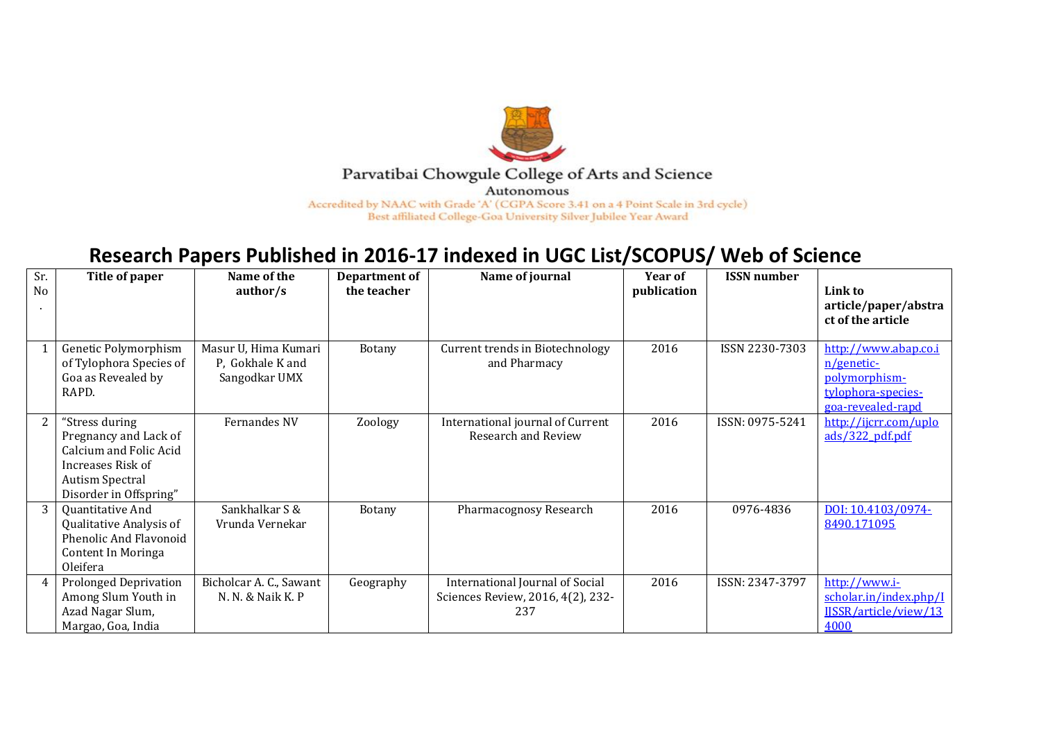Parvatibai Chowgule College of Arts and Science

Autonomous

Accredited by NAAC with Grade 'A' (CGPA Score 3.41 on a 4 Point Scale in 3rd cycle)

Best affiliated College-Goa University Silver Jubilee Year Award

# Research Papers Published in 2016-17 indexed in UGC List/SCOPUS/ Web of Science

| Sr. No. | Title of paper | Name of the author/s | Department of the teacher | Name of journal | Year of publication | ISSN number | Link to article/paper/abstract of the article |
|---|---|---|---|---|---|---|---|
| 1 | Genetic Polymorphism of Tylophora Species of Goa as Revealed by RAPD. | Masur U, Hima Kumari P, Gokhale K and Sangodkar UMX | Botany | Current trends in Biotechnology and Pharmacy | 2016 | ISSN 2230-7303 | http://www.abap.co.in/genetic-polymorphism-tylophora-species-goa-revealed-rapd |
| 2 | "Stress during Pregnancy and Lack of Calcium and Folic Acid Increases Risk of Autism Spectral Disorder in Offspring" | Fernandes NV | Zoology | International journal of Current Research and Review | 2016 | ISSN: 0975-5241 | http://ijcrr.com/uploads/322_pdf.pdf |
| 3 | Quantitative And Qualitative Analysis of Phenolic And Flavonoid Content In Moringa Oleifera | Sankhalkar S & Vrunda Vernekar | Botany | Pharmacognosy Research | 2016 | 0976-4836 | DOI: 10.4103/0974-8490.171095 |
| 4 | Prolonged Deprivation Among Slum Youth in Azad Nagar Slum, Margao, Goa, India | Bicholcar A. C., Sawant N. N. & Naik K. P | Geography | International Journal of Social Sciences Review, 2016, 4(2), 232-237 | 2016 | ISSN: 2347-3797 | http://www.i-scholar.in/index.php/IJSSR/article/view/134000 |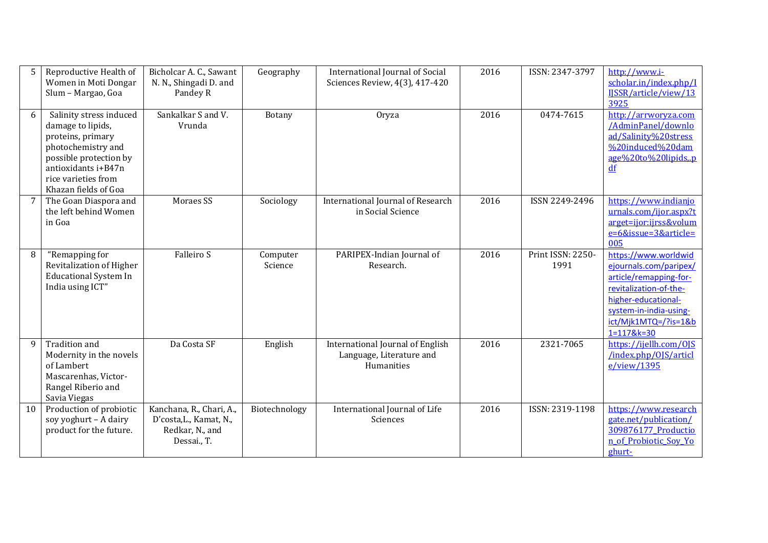| 5 | Reproductive Health of Women in Moti Dongar Slum – Margao, Goa | Bicholcar A. C., Sawant N. N., Shingadi D. and Pandey R | Geography | International Journal of Social Sciences Review, 4(3), 417-420 | 2016 | ISSN: 2347-3797 | http://www.i-scholar.in/index.php/IJSSR/article/view/133925 |
|---|---|---|---|---|---|---|---|
| 6 | Salinity stress induced damage to lipids, proteins, primary photochemistry and possible protection by antioxidants i+B47n rice varieties from Khazan fields of Goa | Sankalkar S and V. Vrunda | Botany | Oryza | 2016 | 0474-7615 | http://arrworyza.com/AdminPanel/download/Salinity%20stress%20induced%20damage%20to%20lipids,.pdf |
| 7 | The Goan Diaspora and the left behind Women in Goa | Moraes SS | Sociology | International Journal of Research in Social Science | 2016 | ISSN 2249-2496 | https://www.indianjournals.com/ijor.aspx?target=ijor:ijrss&volume=6&issue=3&article=005 |
| 8 | "Remapping for Revitalization of Higher Educational System In India using ICT" | Falleiro S | Computer Science | PARIPEX-Indian Journal of Research. | 2016 | Print ISSN: 2250-1991 | https://www.worldwidejournals.com/paripex/article/remapping-for-revitalization-of-the-higher-educational-system-in-india-using-ict/Mjk1MTQ=/?is=1&b1=117&k=30 |
| 9 | Tradition and Modernity in the novels of Lambert Mascarenhas, Victor-Rangel Riberio and Savia Viegas | Da Costa SF | English | International Journal of English Language, Literature and Humanities | 2016 | 2321-7065 | https://ijellh.com/OJS/index.php/OJS/article/view/1395 |
| 10 | Production of probiotic soy yoghurt – A dairy product for the future. | Kanchana, R., Chari, A., D'costa,L., Kamat, N., Redkar, N., and Dessai., T. | Biotechnology | International Journal of Life Sciences | 2016 | ISSN: 2319-1198 | https://www.researchgate.net/publication/309876177_Production_of_Probiotic_Soy_Yoghurt- |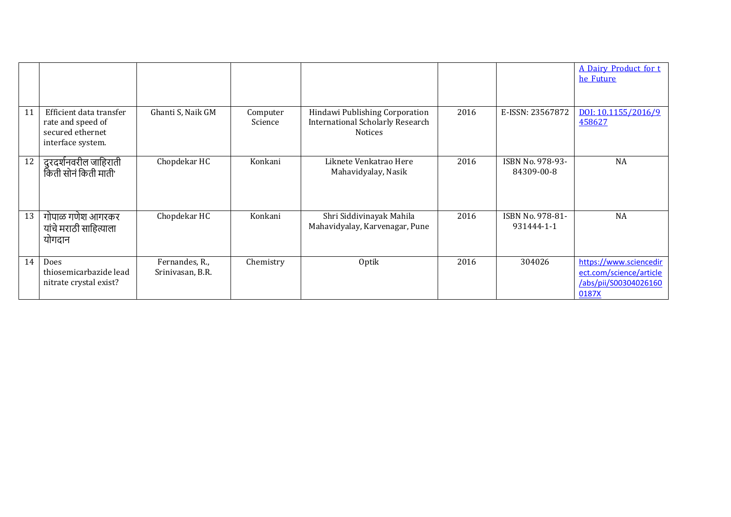| | | | | | | | |
|---|---|---|---|---|---|---|---|
| | | | | | | | A Dairy Product for the Future |
| 11 | Efficient data transfer rate and speed of secured ethernet interface system. | Ghanti S, Naik GM | Computer Science | Hindawi Publishing Corporation International Scholarly Research Notices | 2016 | E-ISSN: 23567872 | DOI: 10.1155/2016/9458627 |
| 12 | दुरदर्शनवरील जाहिराती किती सोनं किती माती' | Chopdekar HC | Konkani | Liknete Venkatrao Here Mahavidyalay, Nasik | 2016 | ISBN No. 978-93-84309-00-8 | NA |
| 13 | गोपाळ गणेश आगरकर यांचे मराठी साहित्याला योगदान | Chopdekar HC | Konkani | Shri Siddivinayak Mahila Mahavidyalay, Karvenagar, Pune | 2016 | ISBN No. 978-81-931444-1-1 | NA |
| 14 | Does thiosemicarbazide lead nitrate crystal exist? | Fernandes, R., Srinivasan, B.R. | Chemistry | Optik | 2016 | 304026 | https://www.sciencedirect.com/science/article/abs/pii/S003040261600187X |